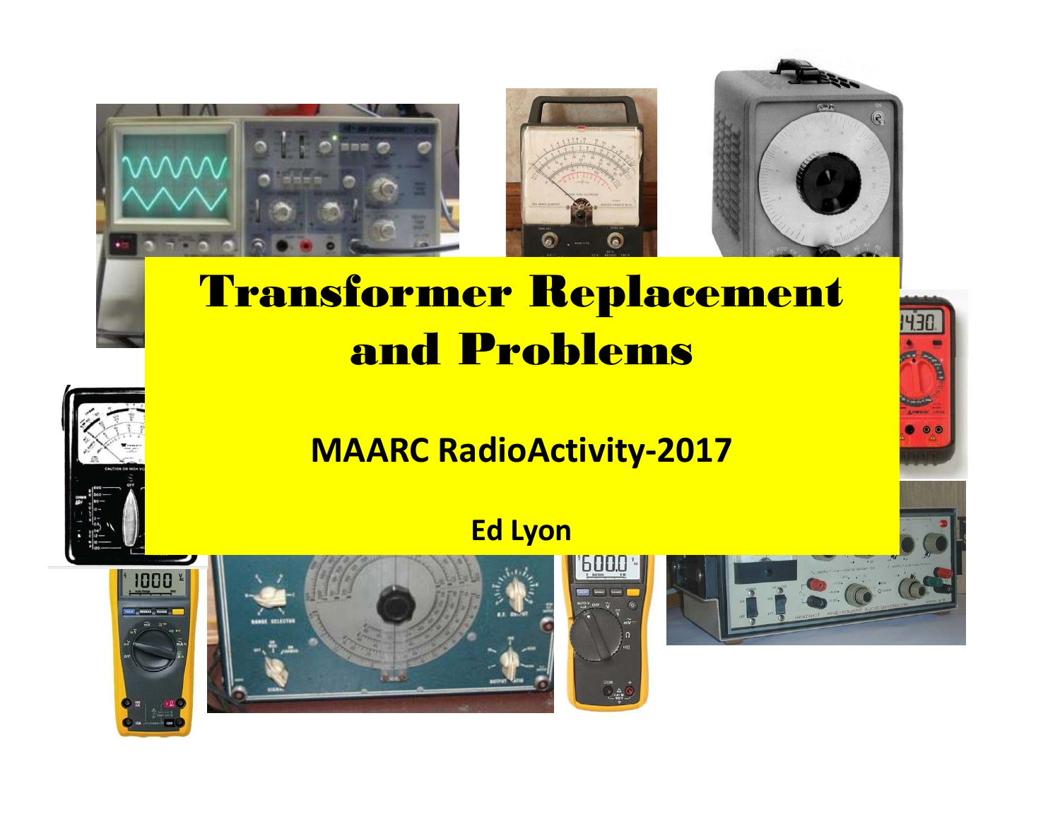# Transformer Replacement and Problems

## MAARC RadioActivity-2017

**Ed Lyon**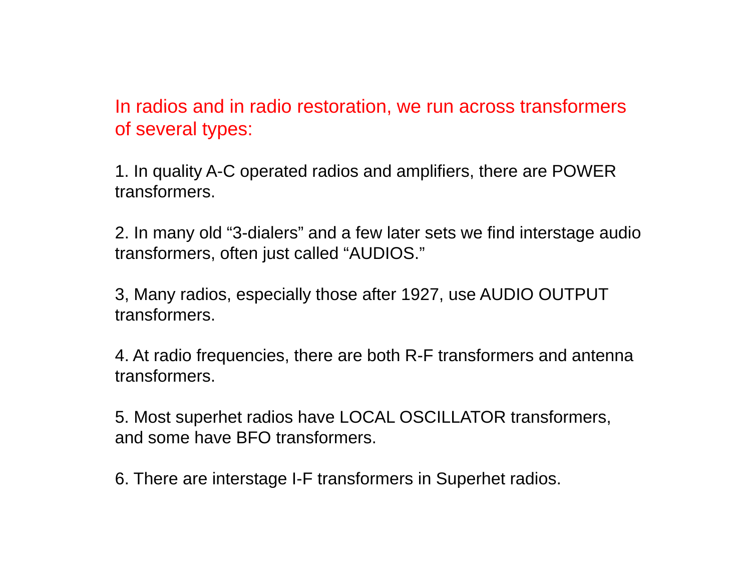In radios and in radio restoration, we run across transformers of several types:

1. In quality A-C operated radios and amplifiers, there are POWER transformers.

2. In many old “3-dialers” and a few later sets we find interstage audio transformers, often just called “AUDIOS.”

3, Many radios, especially those after 1927, use AUDIO OUTPUT transformers.

4. At radio frequencies, there are both R-F transformers and antenna transformers.

5. Most superhet radios have LOCAL OSCILLATOR transformers, and some have BFO transformers.

6. There are interstage I-F transformers in Superhet radios.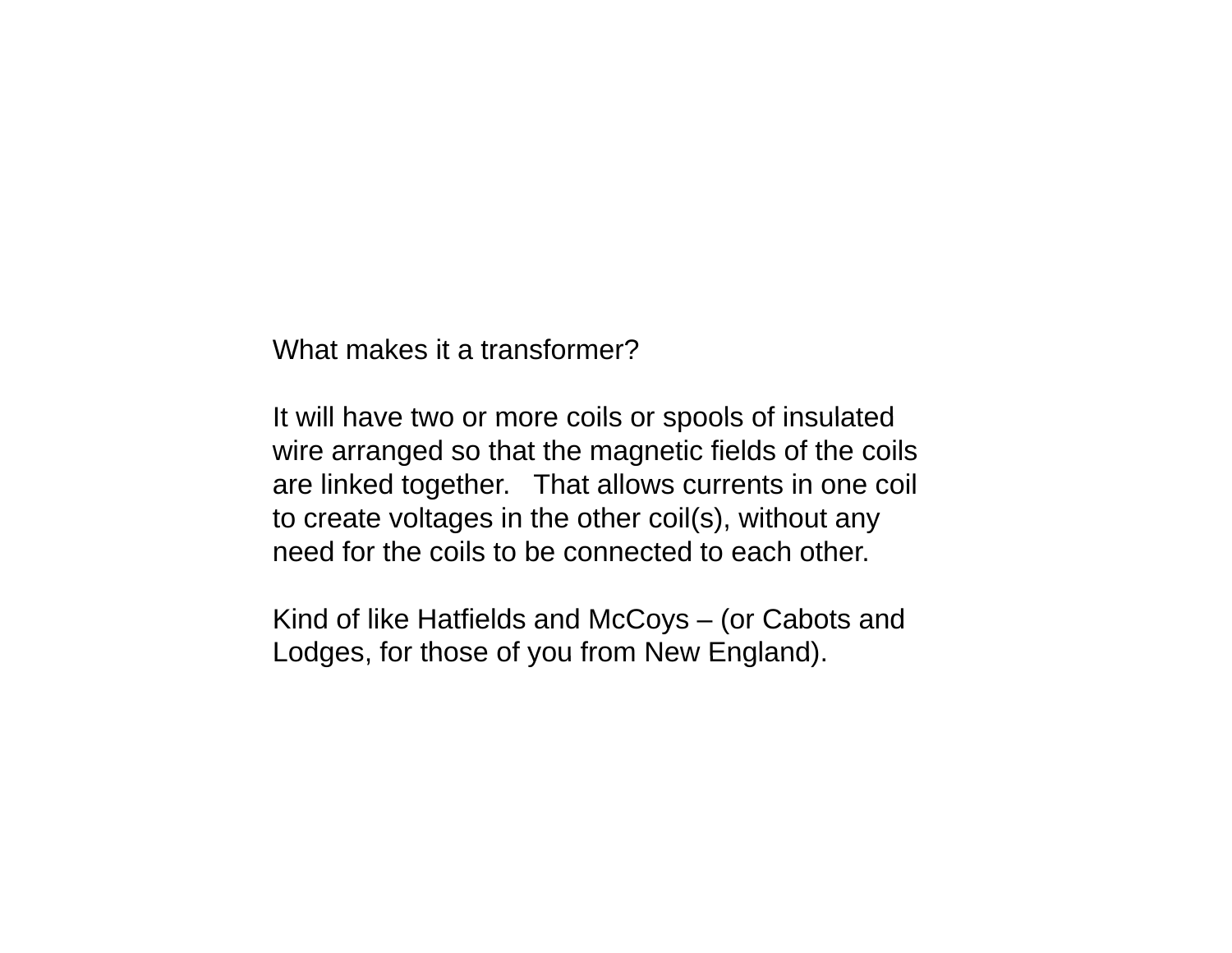What makes it a transformer?

It will have two or more coils or spools of insulated wire arranged so that the magnetic fields of the coils are linked together.   That allows currents in one coil to create voltages in the other coil(s), without any need for the coils to be connected to each other.

Kind of like Hatfields and McCoys – (or Cabots and Lodges, for those of you from New England).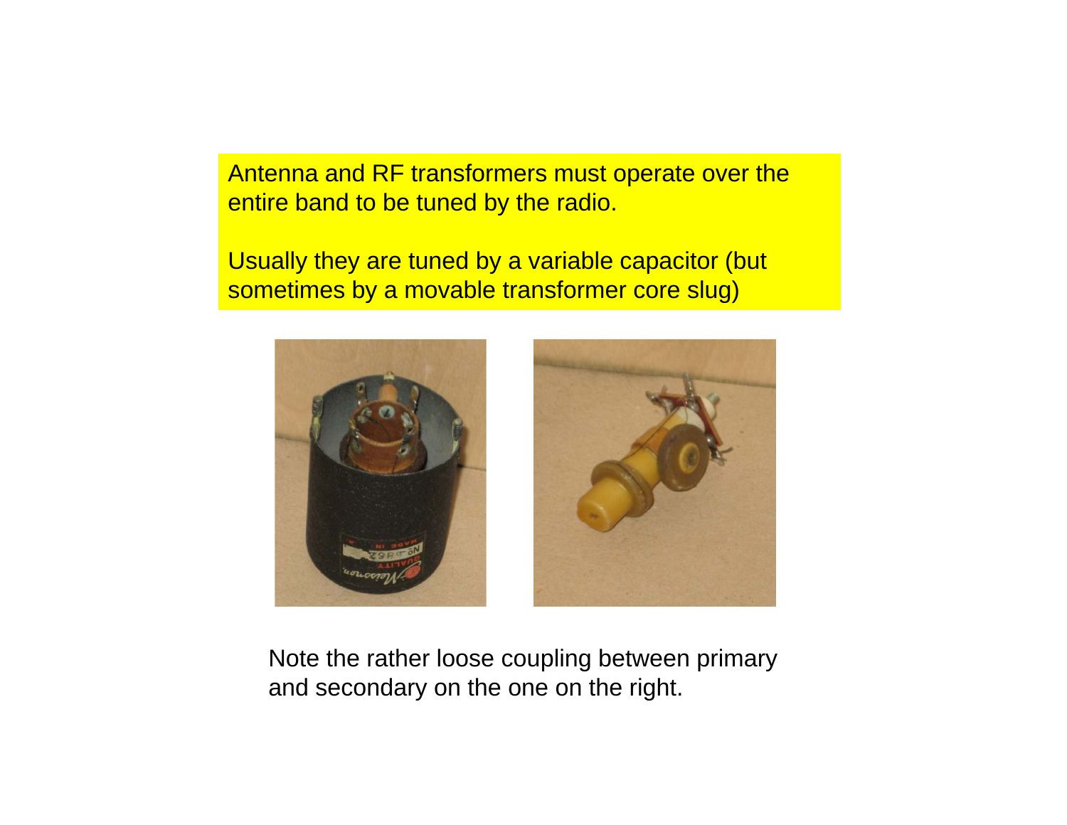Antenna and RF transformers must operate over the entire band to be tuned by the radio.

Usually they are tuned by a variable capacitor (but sometimes by a movable transformer core slug)

Note the rather loose coupling between primary and secondary on the one on the right.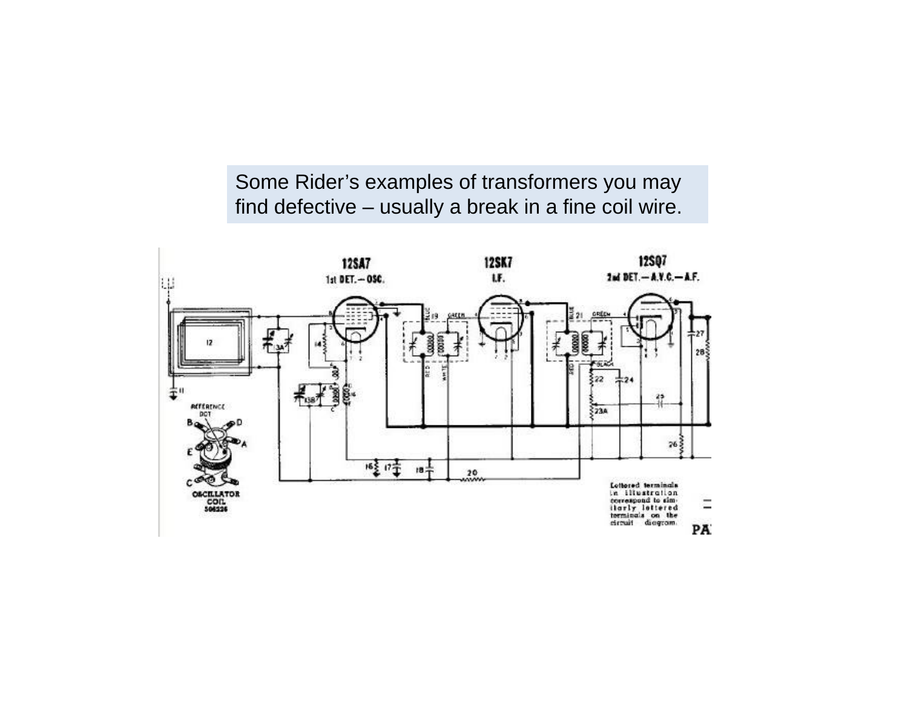Some Rider's examples of transformers you may find defective – usually a break in a fine coil wire.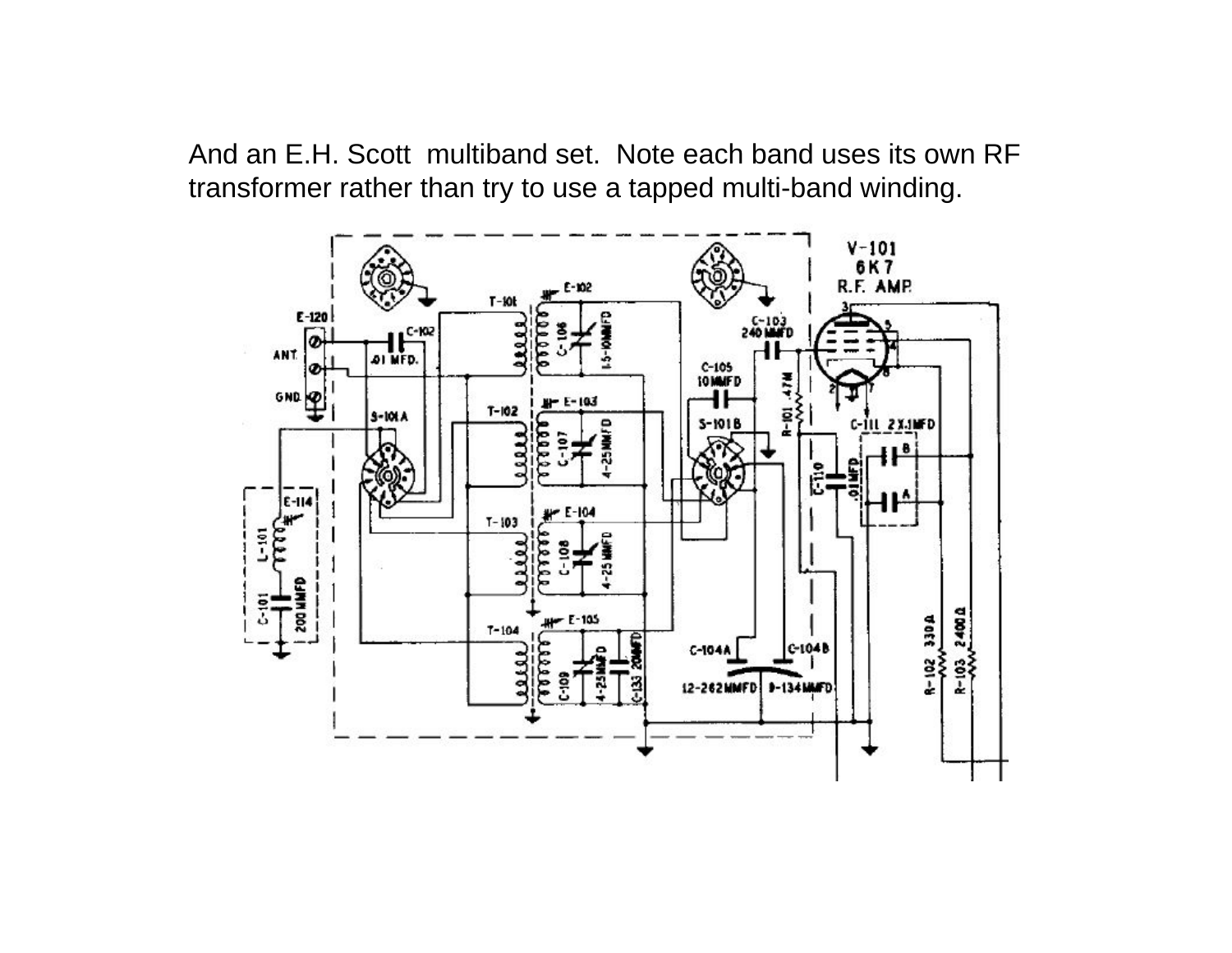And an E.H. Scott multiband set. Note each band uses its own RF transformer rather than try to use a tapped multi-band winding.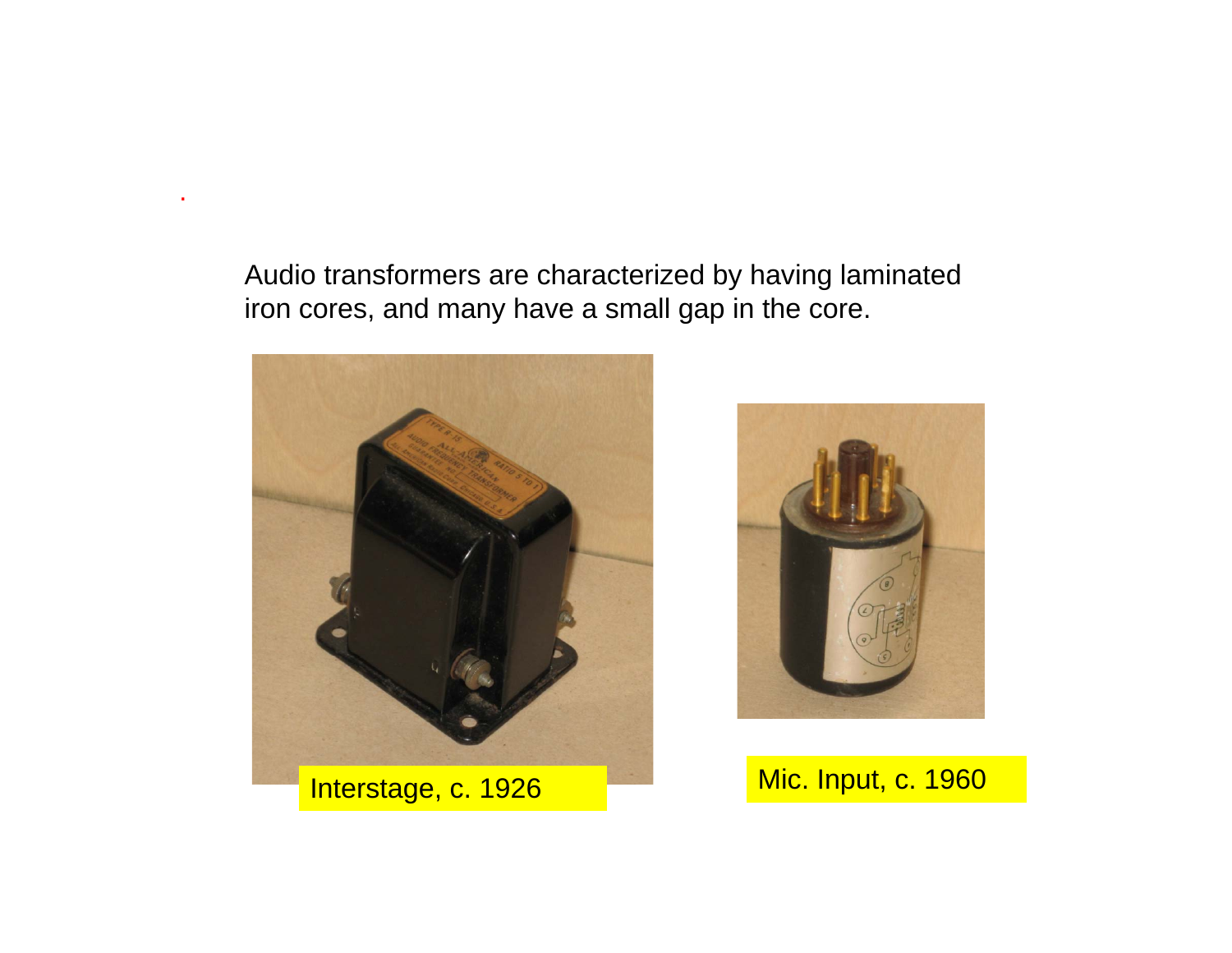Audio transformers are characterized by having laminated iron cores, and many have a small gap in the core.

Interstage, c. 1926

Mic. Input, c. 1960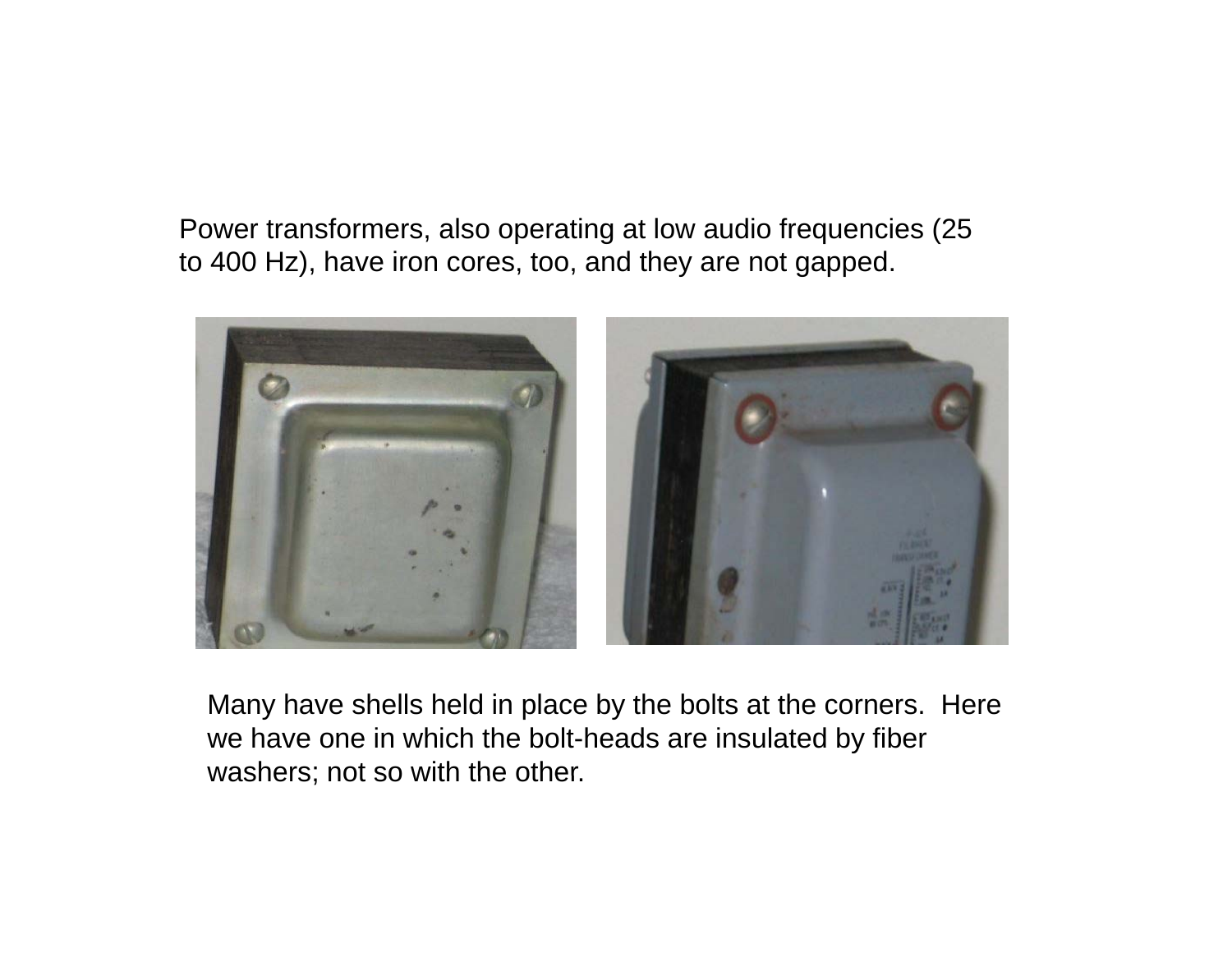Power transformers, also operating at low audio frequencies (25 to 400 Hz), have iron cores, too, and they are not gapped.

Many have shells held in place by the bolts at the corners. Here we have one in which the bolt-heads are insulated by fiber washers; not so with the other.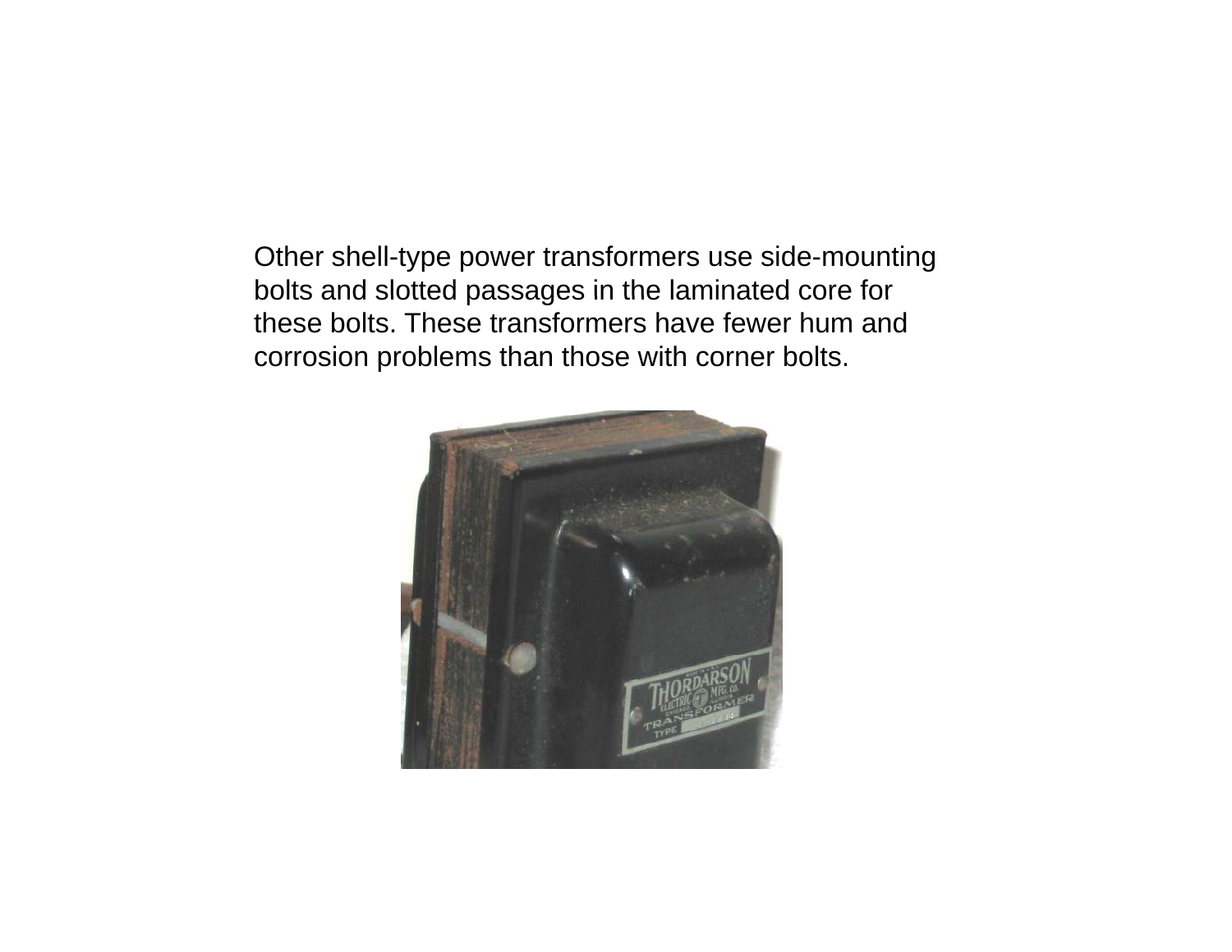Other shell-type power transformers use side-mounting bolts and slotted passages in the laminated core for these bolts. These transformers have fewer hum and corrosion problems than those with corner bolts.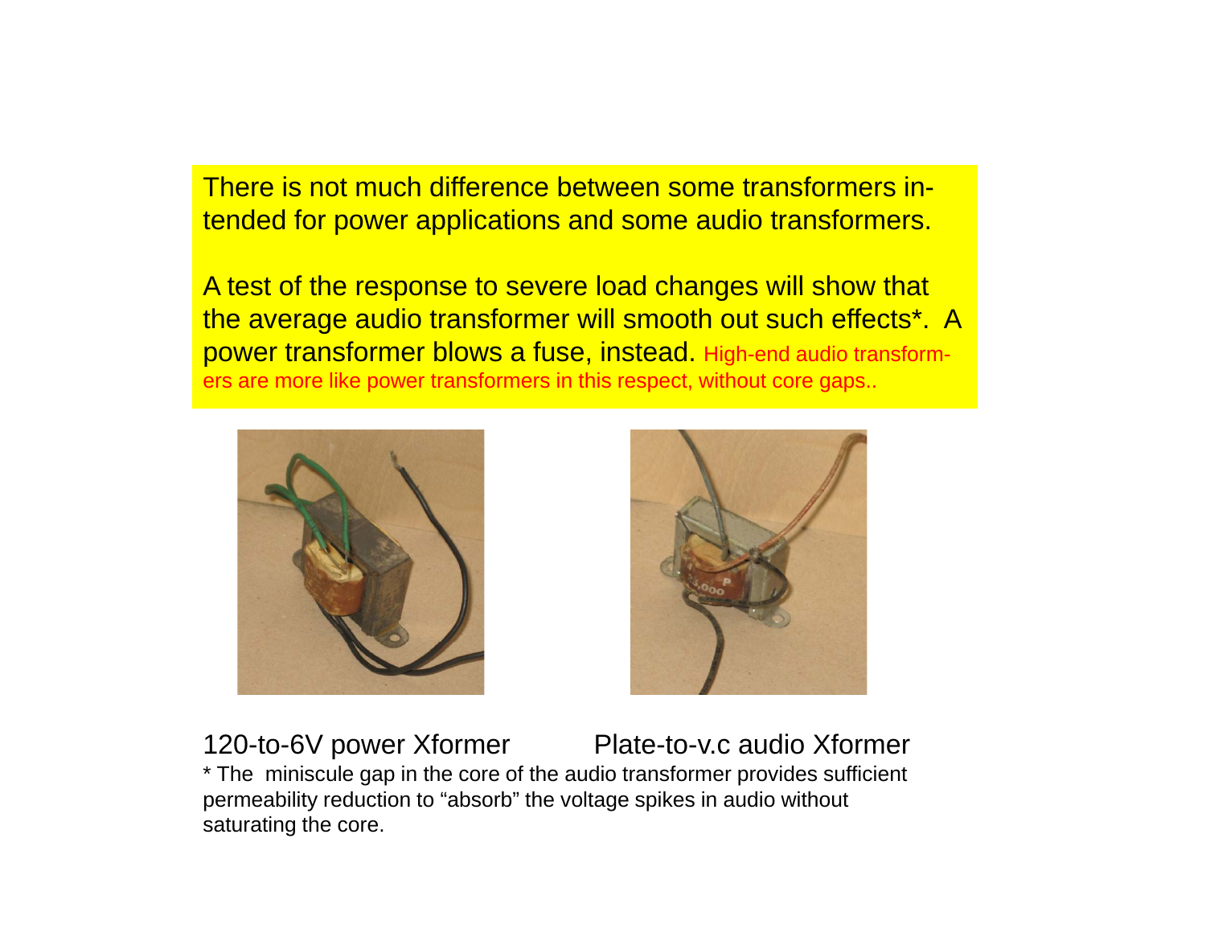There is not much difference between some transformers intended for power applications and some audio transformers.

A test of the response to severe load changes will show that the average audio transformer will smooth out such effects*. A power transformer blows a fuse, instead. High-end audio transformers are more like power transformers in this respect, without core gaps..

120-to-6V power Xformer

Plate-to-v.c audio Xformer

* The miniscule gap in the core of the audio transformer provides sufficient permeability reduction to "absorb" the voltage spikes in audio without saturating the core.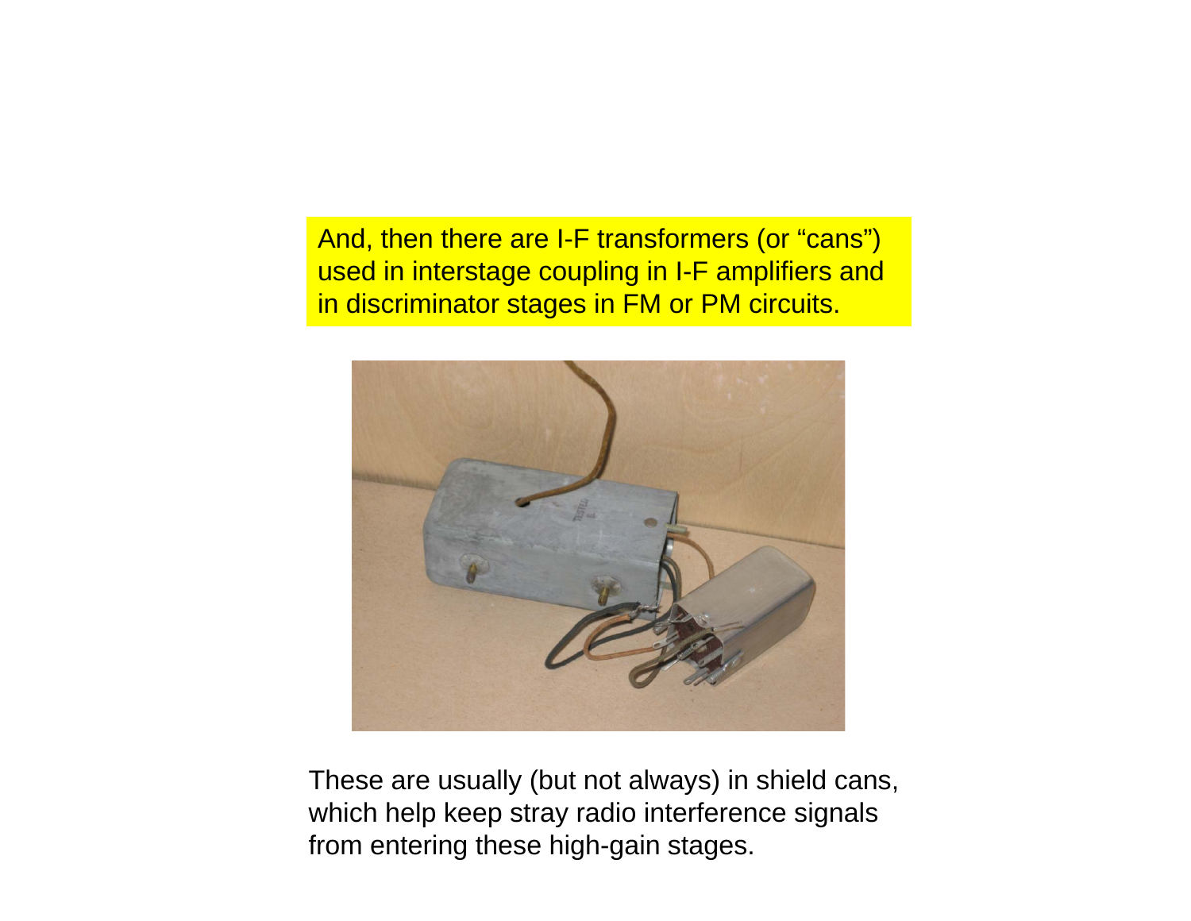And, then there are I-F transformers (or “cans”) used in interstage coupling in I-F amplifiers and in discriminator stages in FM or PM circuits.

These are usually (but not always) in shield cans, which help keep stray radio interference signals from entering these high-gain stages.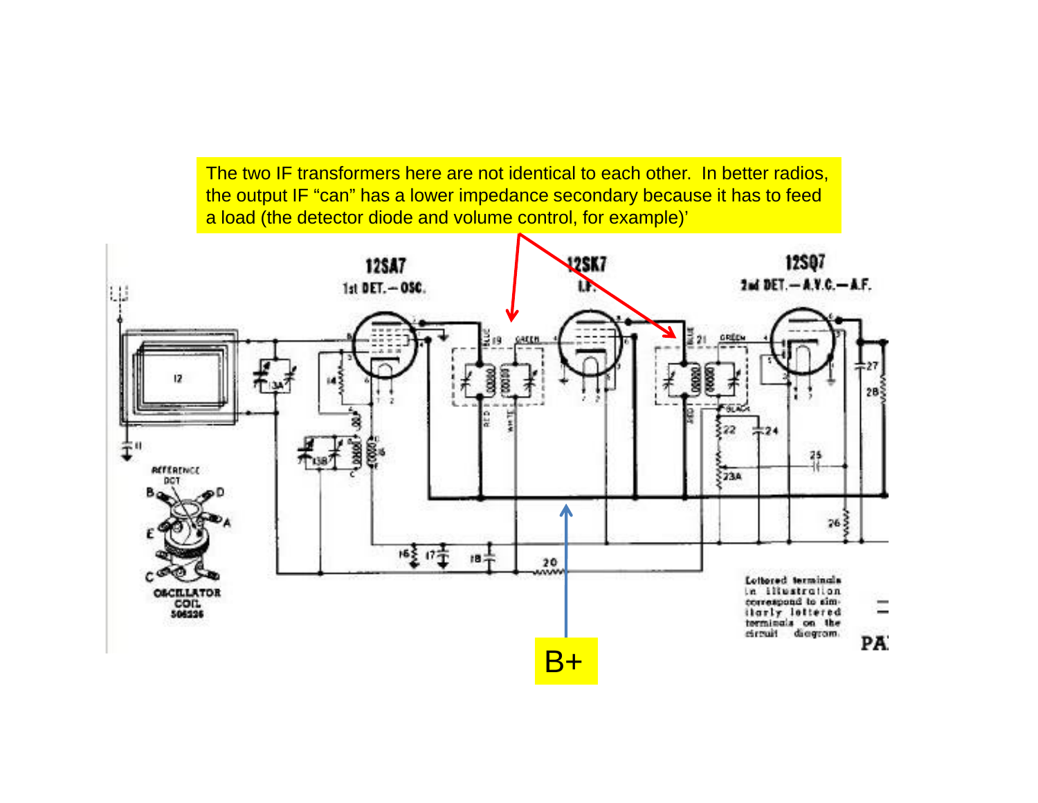The two IF transformers here are not identical to each other. In better radios, the output IF "can" has a lower impedance secondary because it has to feed a load (the detector diode and volume control, for example)'

B+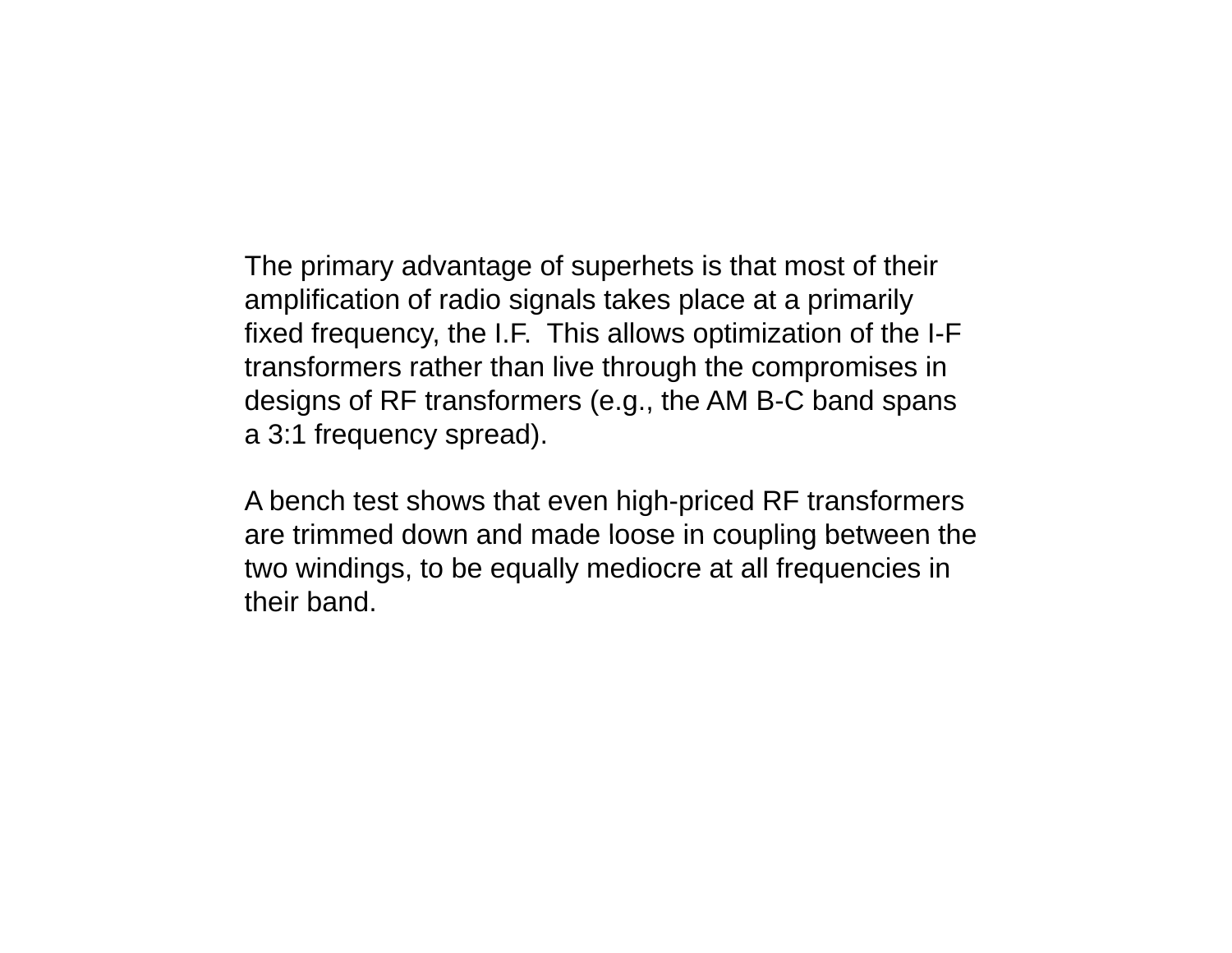The primary advantage of superhets is that most of their amplification of radio signals takes place at a primarily fixed frequency, the I.F.  This allows optimization of the I-F transformers rather than live through the compromises in designs of RF transformers (e.g., the AM B-C band spans a 3:1 frequency spread).

A bench test shows that even high-priced RF transformers are trimmed down and made loose in coupling between the two windings, to be equally mediocre at all frequencies in their band.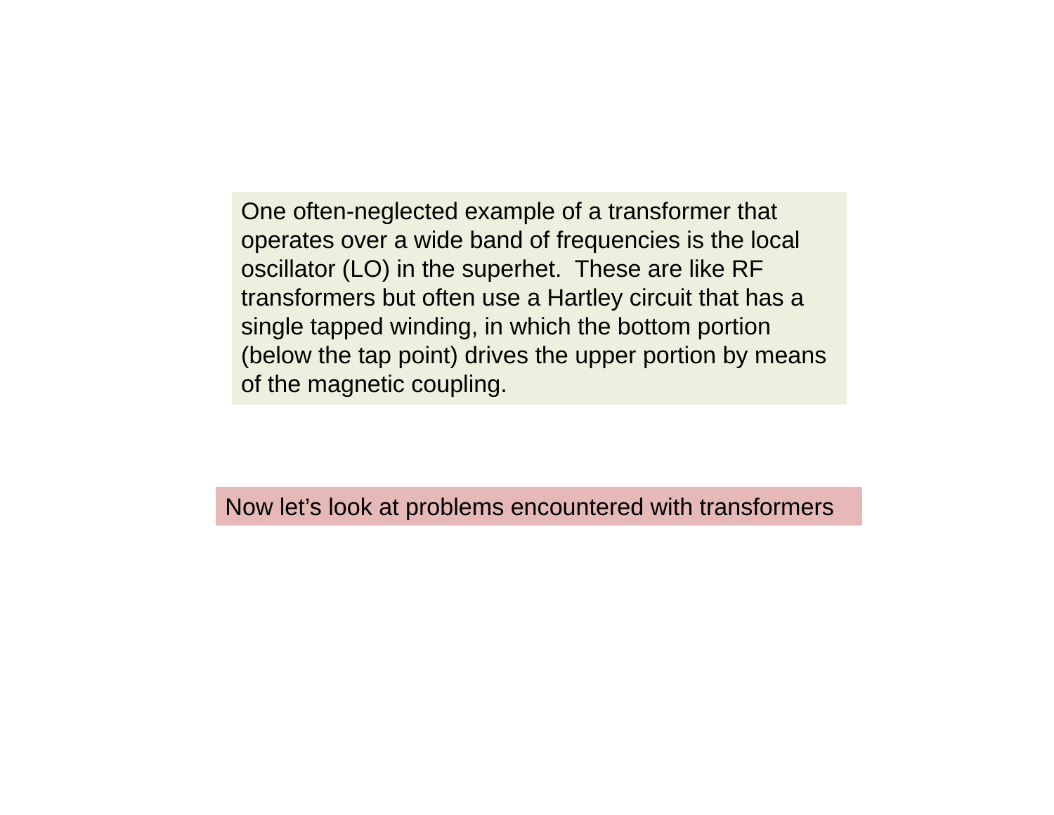One often-neglected example of a transformer that operates over a wide band of frequencies is the local oscillator (LO) in the superhet.  These are like RF transformers but often use a Hartley circuit that has a single tapped winding, in which the bottom portion (below the tap point) drives the upper portion by means of the magnetic coupling.

Now let's look at problems encountered with transformers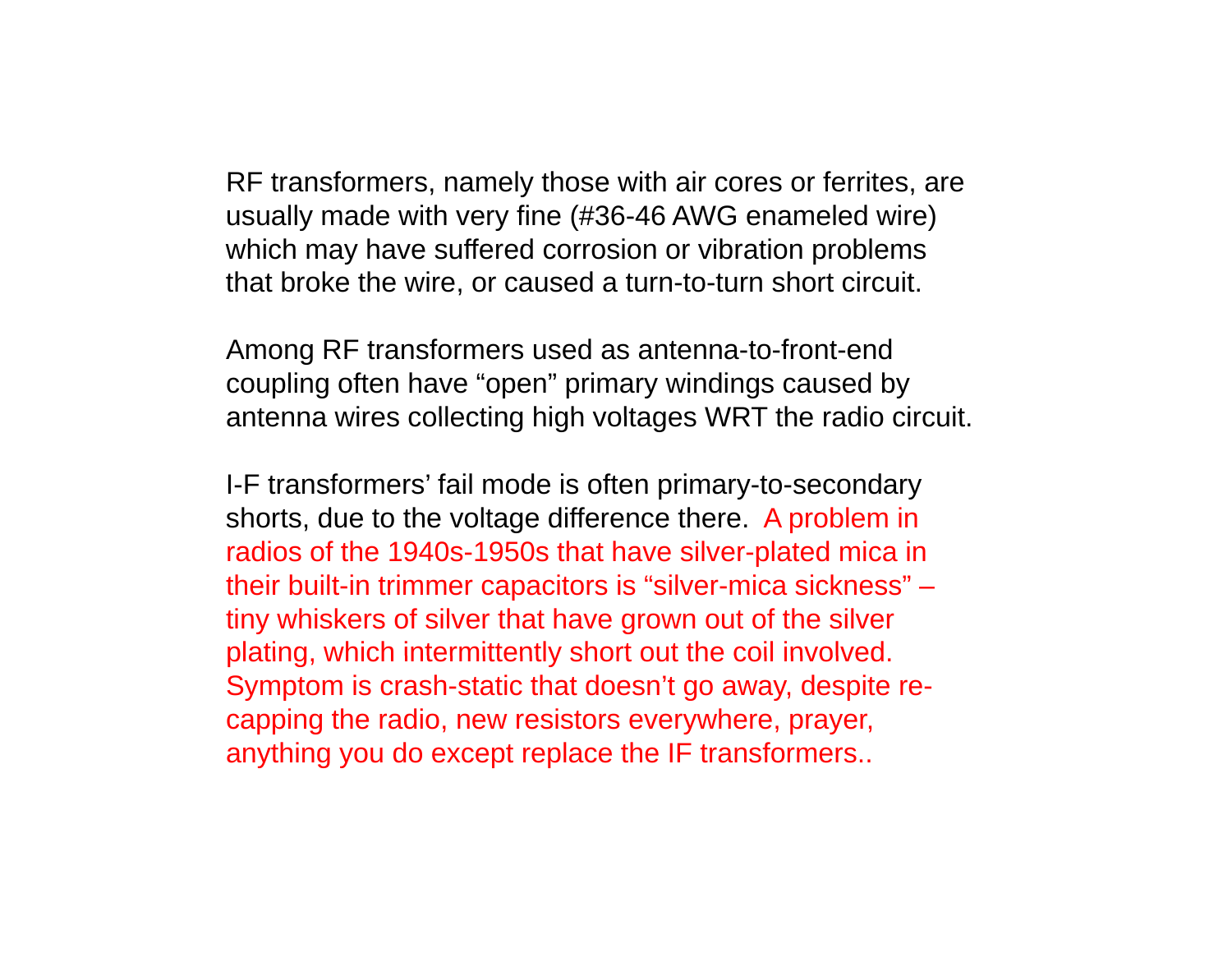RF transformers, namely those with air cores or ferrites, are usually made with very fine (#36-46 AWG enameled wire) which may have suffered corrosion or vibration problems that broke the wire, or caused a turn-to-turn short circuit.

Among RF transformers used as antenna-to-front-end coupling often have "open" primary windings caused by antenna wires collecting high voltages WRT the radio circuit.

I-F transformers' fail mode is often primary-to-secondary shorts, due to the voltage difference there. A problem in radios of the 1940s-1950s that have silver-plated mica in their built-in trimmer capacitors is "silver-mica sickness" – tiny whiskers of silver that have grown out of the silver plating, which intermittently short out the coil involved. Symptom is crash-static that doesn't go away, despite re-capping the radio, new resistors everywhere, prayer, anything you do except replace the IF transformers..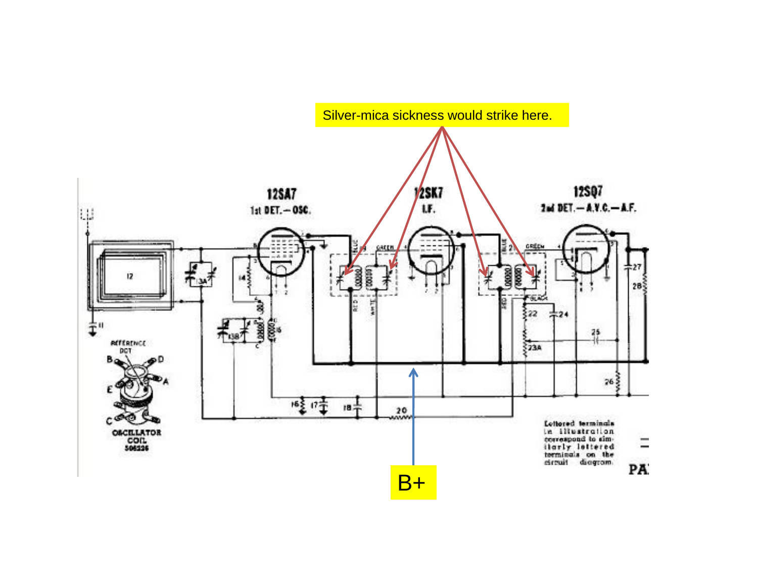Silver-mica sickness would strike here.

B+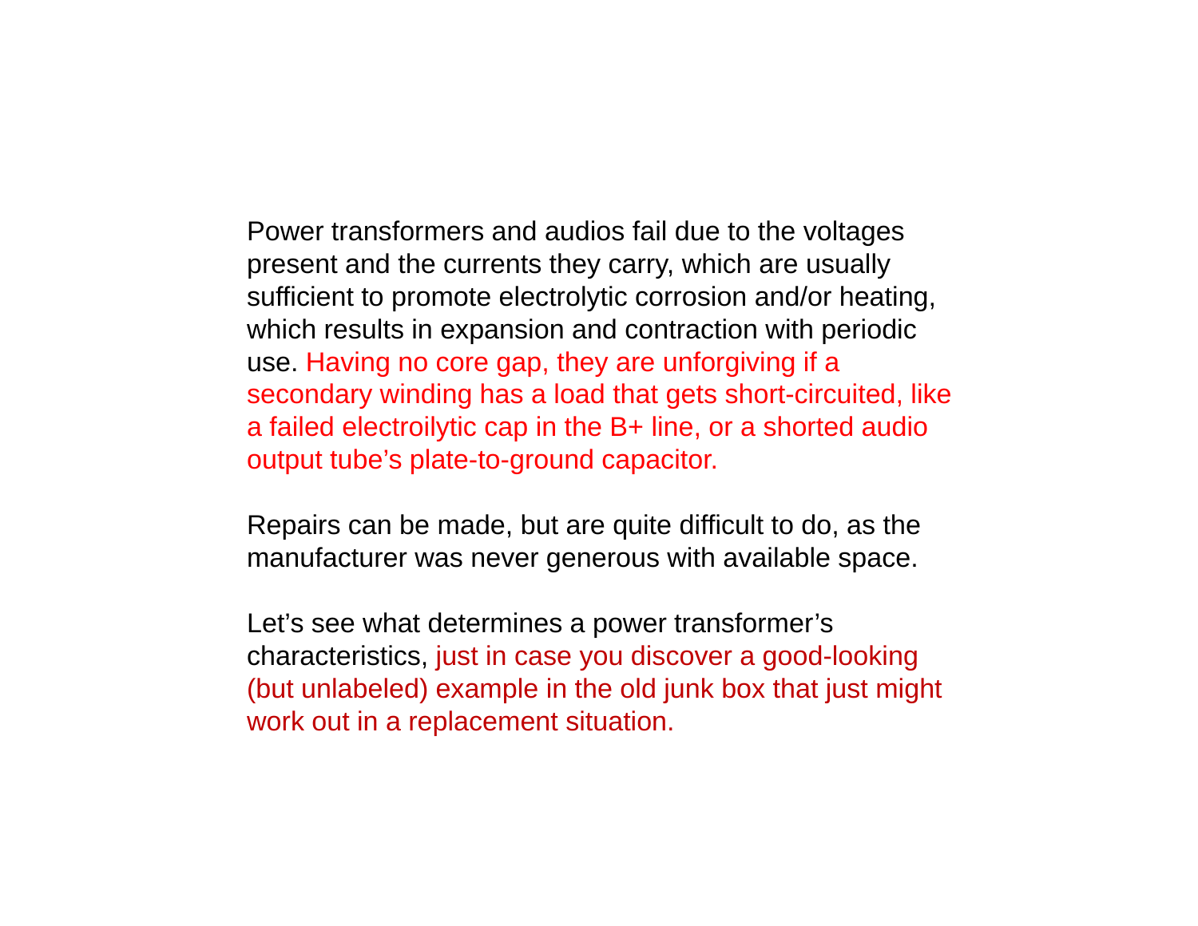Power transformers and audios fail due to the voltages present and the currents they carry, which are usually sufficient to promote electrolytic corrosion and/or heating, which results in expansion and contraction with periodic use. Having no core gap, they are unforgiving if a secondary winding has a load that gets short-circuited, like a failed electroilytic cap in the B+ line, or a shorted audio output tube's plate-to-ground capacitor.

Repairs can be made, but are quite difficult to do, as the manufacturer was never generous with available space.

Let's see what determines a power transformer's characteristics, just in case you discover a good-looking (but unlabeled) example in the old junk box that just might work out in a replacement situation.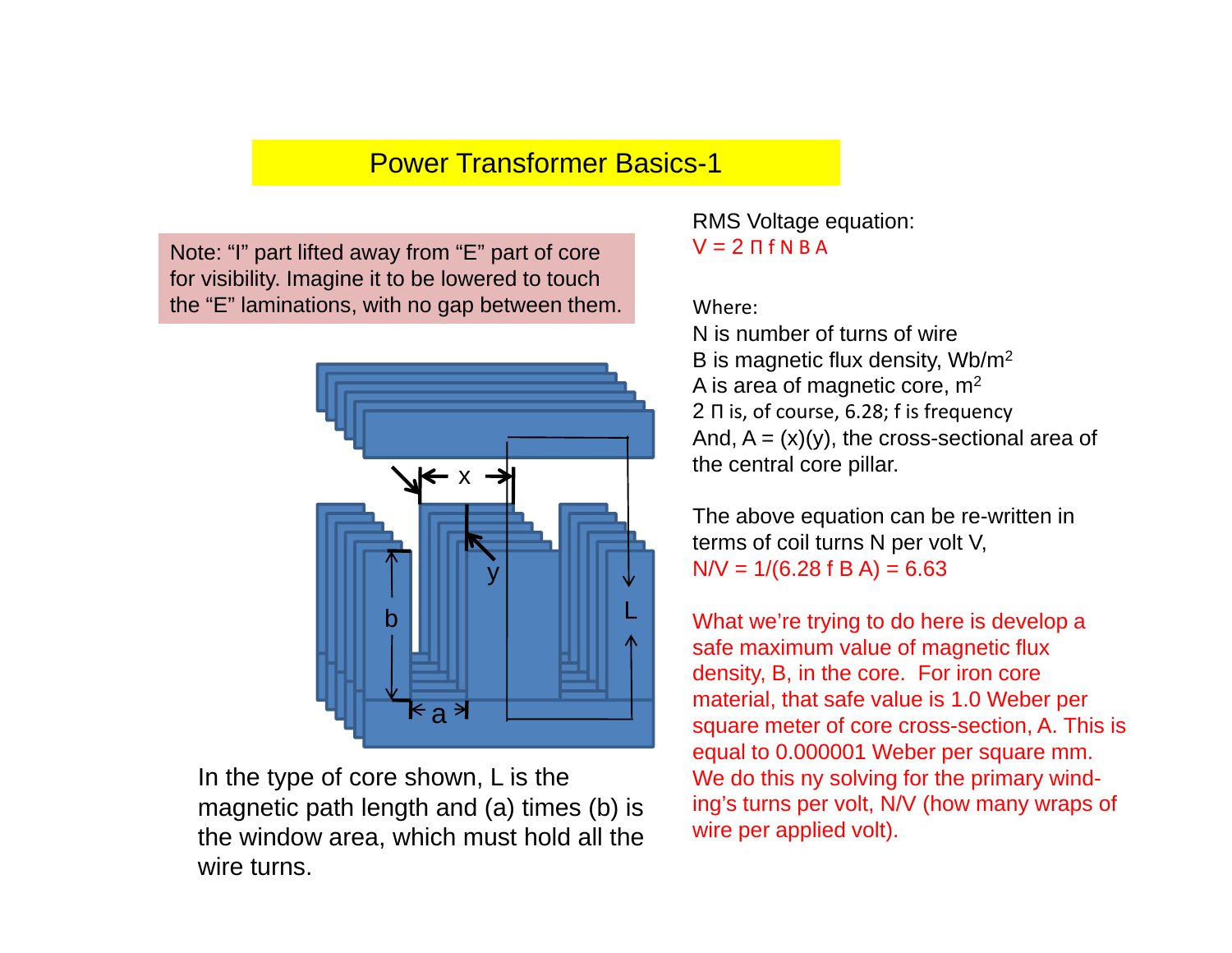# Power Transformer Basics-1

Note: "I" part lifted away from "E" part of core for visibility. Imagine it to be lowered to touch the "E" laminations, with no gap between them.

In the type of core shown, L is the magnetic path length and (a) times (b) is the window area, which must hold all the wire turns.

RMS Voltage equation:

$V = 2 \Pi f N B A$

Where:

N is number of turns of wire
B is magnetic flux density, Wb/m$^2$
A is area of magnetic core, m$^2$
2 Π is, of course, 6.28; f is frequency
And, A = (x)(y), the cross-sectional area of the central core pillar.

The above equation can be re-written in terms of coil turns N per volt V,

$N/V = 1/(6.28 \, f \, B \, A) = 6.63$

What we're trying to do here is develop a safe maximum value of magnetic flux density, B, in the core. For iron core material, that safe value is 1.0 Weber per square meter of core cross-section, A. This is equal to 0.000001 Weber per square mm. We do this ny solving for the primary winding's turns per volt, N/V (how many wraps of wire per applied volt).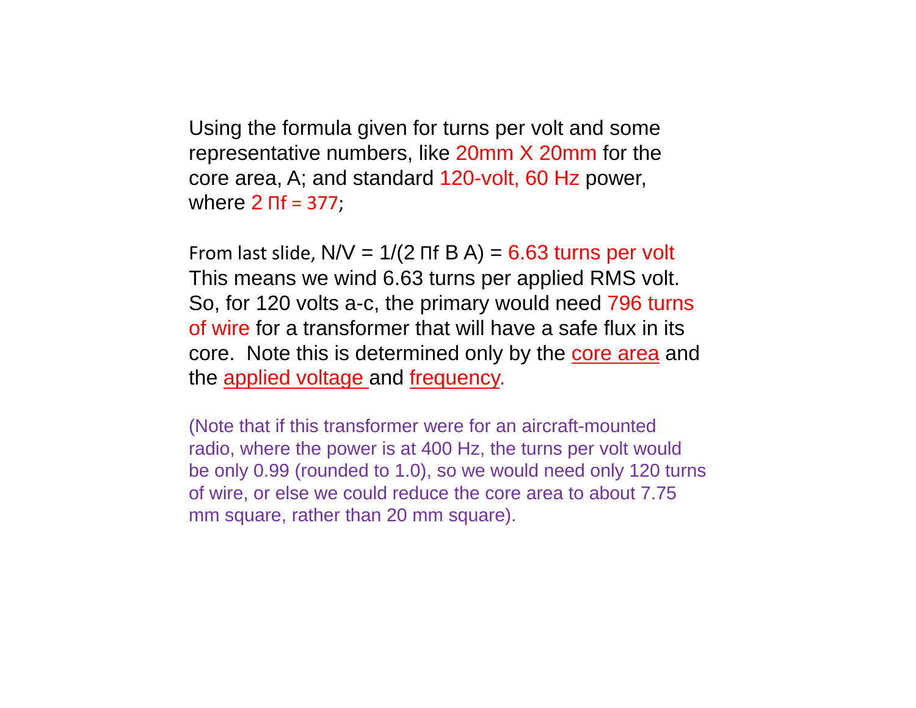Using the formula given for turns per volt and some representative numbers, like 20mm X 20mm for the core area, A; and standard 120-volt, 60 Hz power, where $2 \Pi f = 377$;

From last slide, $N/V = 1/(2 \Pi f B A)$ = 6.63 turns per volt
This means we wind 6.63 turns per applied RMS volt. So, for 120 volts a-c, the primary would need 796 turns of wire for a transformer that will have a safe flux in its core. Note this is determined only by the core area and the applied voltage and frequency.

(Note that if this transformer were for an aircraft-mounted radio, where the power is at 400 Hz, the turns per volt would be only 0.99 (rounded to 1.0), so we would need only 120 turns of wire, or else we could reduce the core area to about 7.75 mm square, rather than 20 mm square).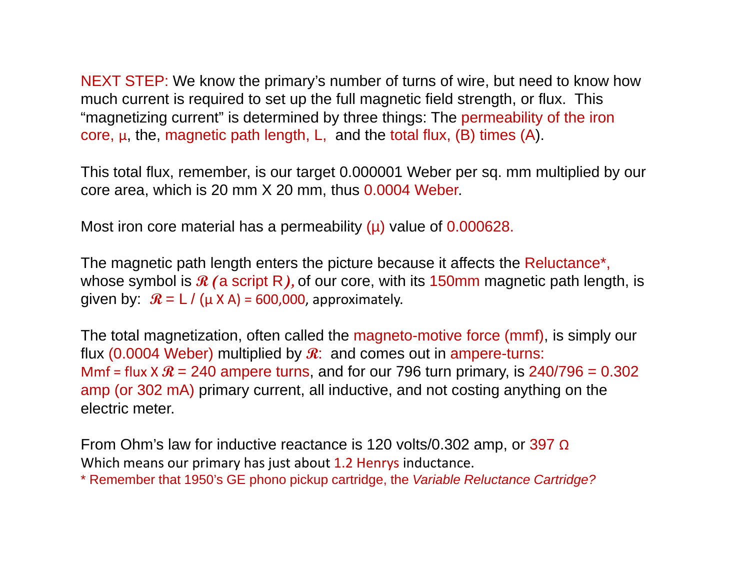NEXT STEP: We know the primary's number of turns of wire, but need to know how much current is required to set up the full magnetic field strength, or flux. This "magnetizing current" is determined by three things: The permeability of the iron core, μ, the, magnetic path length, L, and the total flux, (B) times (A).

This total flux, remember, is our target 0.000001 Weber per sq. mm multiplied by our core area, which is 20 mm X 20 mm, thus 0.0004 Weber.

Most iron core material has a permeability (μ) value of 0.000628.

The magnetic path length enters the picture because it affects the Reluctance*, whose symbol is $\mathcal{R}$ (a script R), of our core, with its 150mm magnetic path length, is given by: $\mathcal{R}$ = L / (μ X A) = 600,000, approximately.

The total magnetization, often called the magneto-motive force (mmf), is simply our flux (0.0004 Weber) multiplied by $\mathcal{R}$: and comes out in ampere-turns:
Mmf = flux X $\mathcal{R}$ = 240 ampere turns, and for our 796 turn primary, is 240/796 = 0.302 amp (or 302 mA) primary current, all inductive, and not costing anything on the electric meter.

From Ohm's law for inductive reactance is 120 volts/0.302 amp, or 397 Ω
Which means our primary has just about 1.2 Henrys inductance.

\* Remember that 1950's GE phono pickup cartridge, the *Variable Reluctance Cartridge?*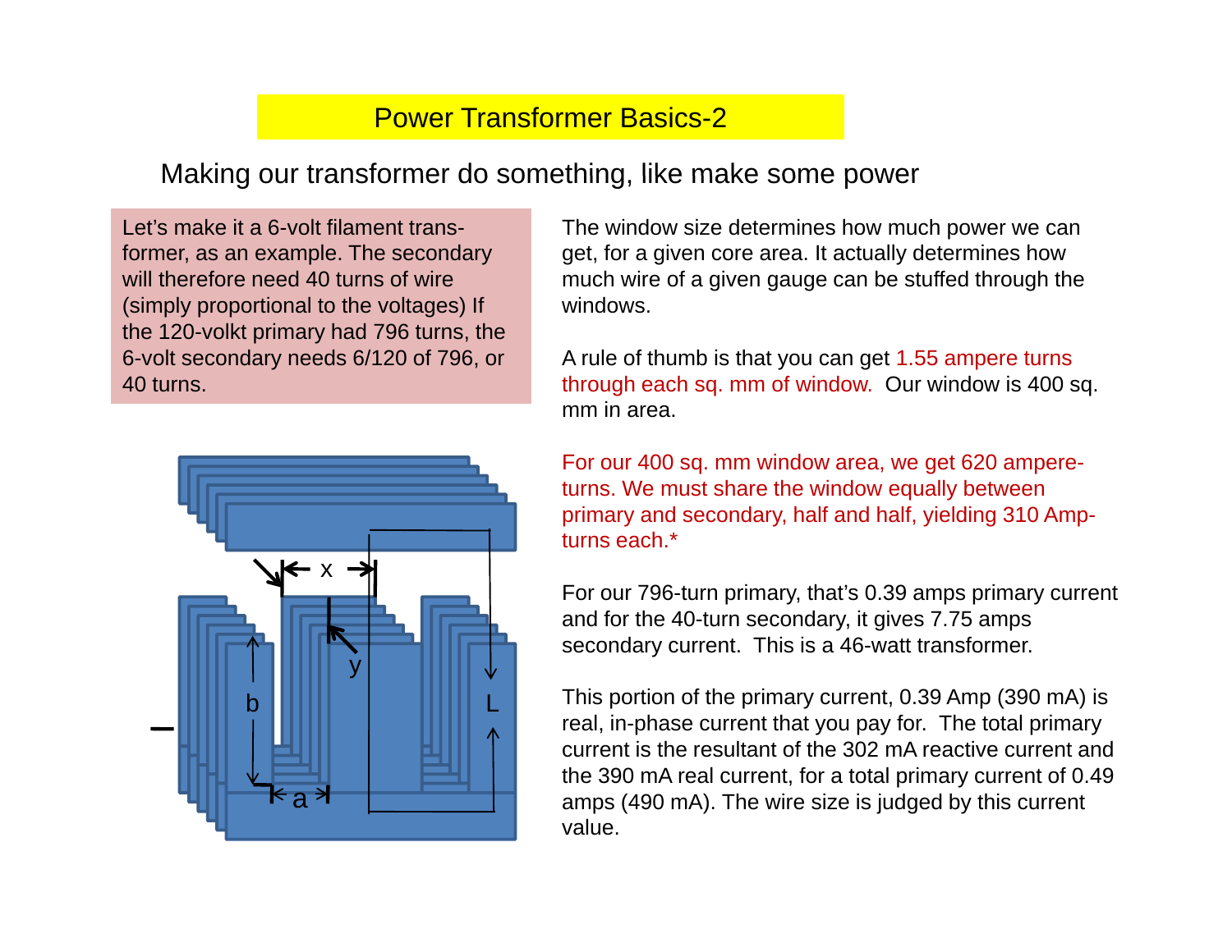# Power Transformer Basics-2

## Making our transformer do something, like make some power

Let's make it a 6-volt filament trans-former, as an example. The secondary will therefore need 40 turns of wire (simply proportional to the voltages) If the 120-volkt primary had 796 turns, the 6-volt secondary needs 6/120 of 796, or 40 turns.

The window size determines how much power we can get, for a given core area. It actually determines how much wire of a given gauge can be stuffed through the windows.

A rule of thumb is that you can get 1.55 ampere turns through each sq. mm of window. Our window is 400 sq. mm in area.

For our 400 sq. mm window area, we get 620 ampere-turns. We must share the window equally between primary and secondary, half and half, yielding 310 Amp-turns each.*

For our 796-turn primary, that's 0.39 amps primary current and for the 40-turn secondary, it gives 7.75 amps secondary current. This is a 46-watt transformer.

This portion of the primary current, 0.39 Amp (390 mA) is real, in-phase current that you pay for. The total primary current is the resultant of the 302 mA reactive current and the 390 mA real current, for a total primary current of 0.49 amps (490 mA). The wire size is judged by this current value.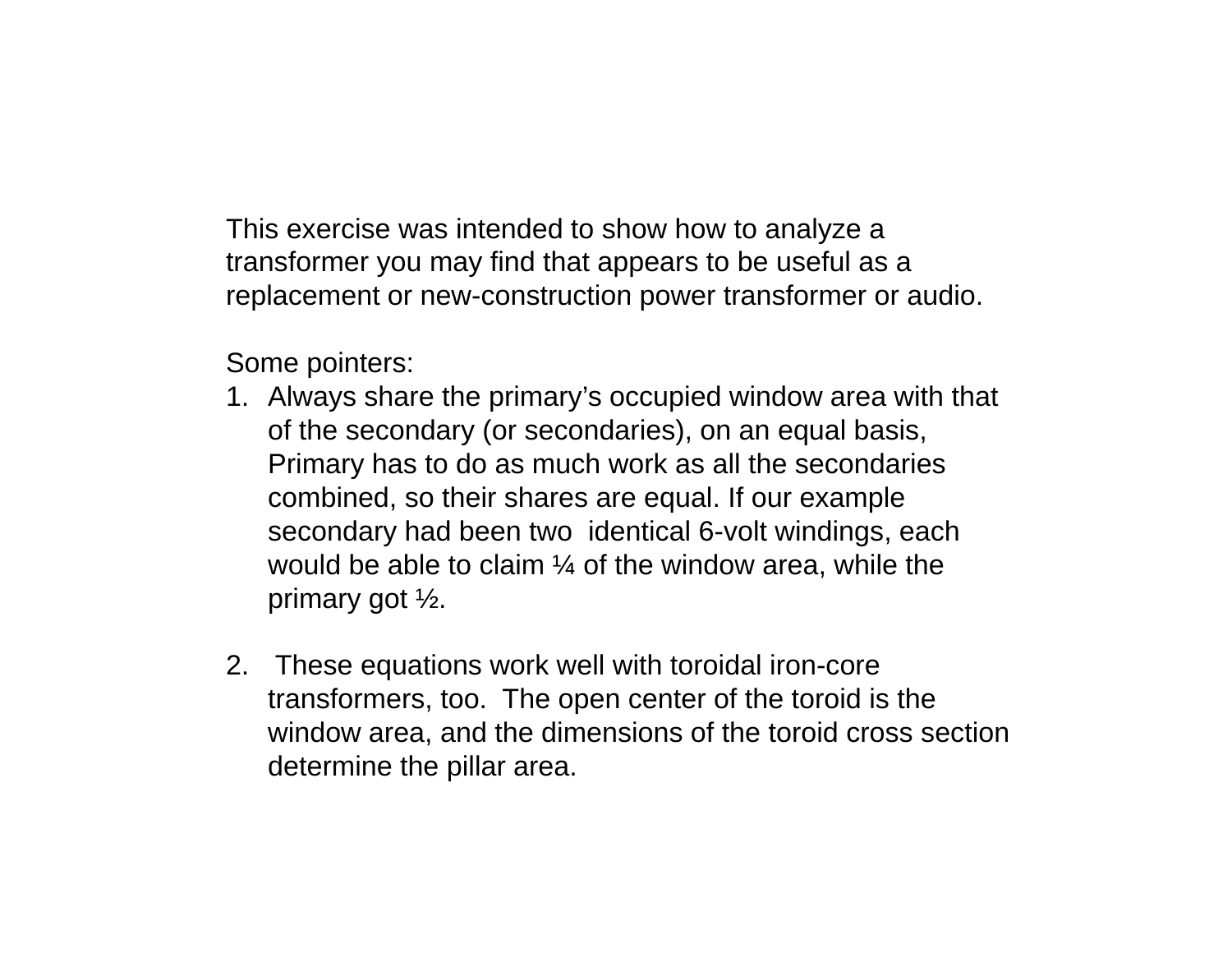This exercise was intended to show how to analyze a transformer you may find that appears to be useful as a replacement or new-construction power transformer or audio.

Some pointers:

1. Always share the primary's occupied window area with that of the secondary (or secondaries), on an equal basis, Primary has to do as much work as all the secondaries combined, so their shares are equal. If our example secondary had been two identical 6-volt windings, each would be able to claim ¼ of the window area, while the primary got ½.

2. These equations work well with toroidal iron-core transformers, too. The open center of the toroid is the window area, and the dimensions of the toroid cross section determine the pillar area.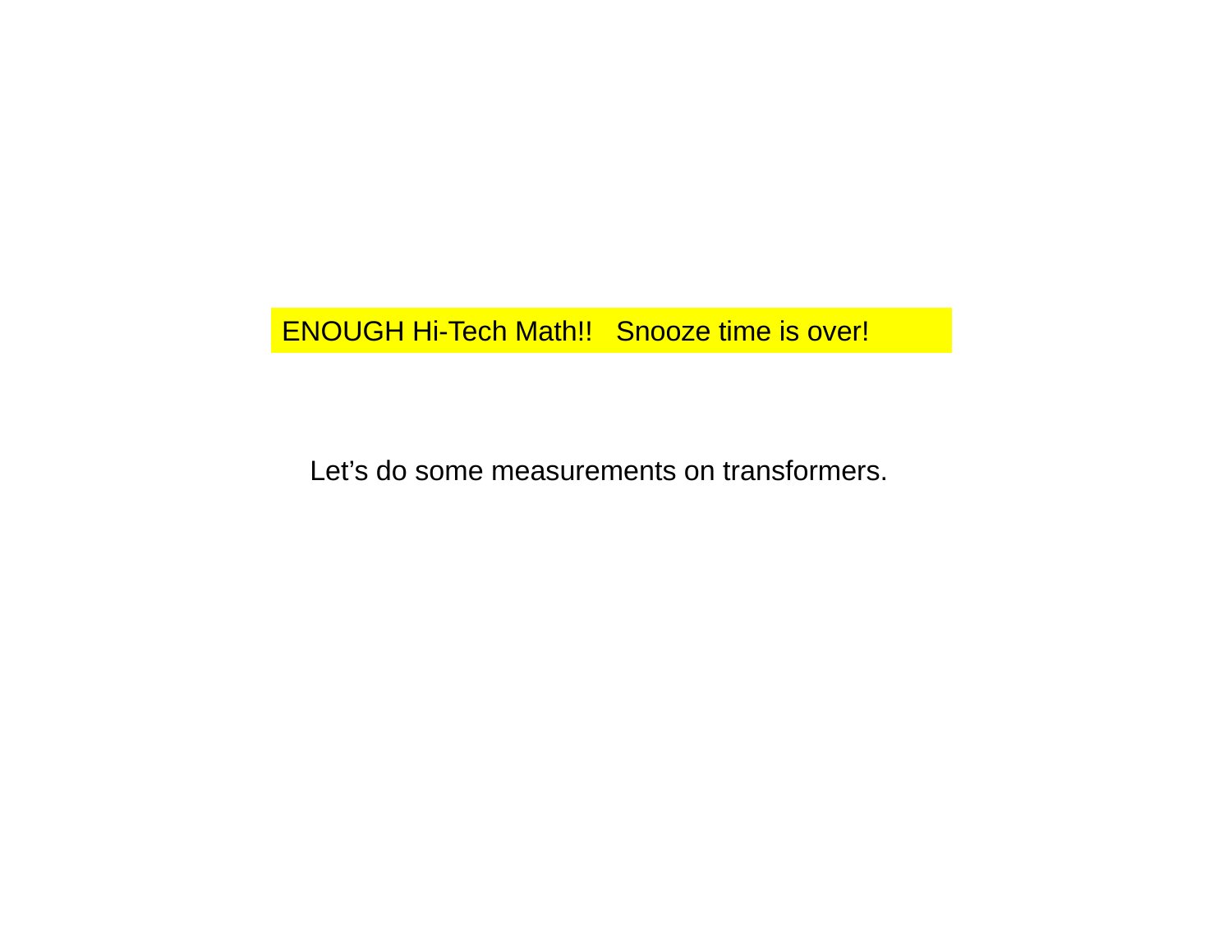ENOUGH Hi-Tech Math!!   Snooze time is over!

Let’s do some measurements on transformers.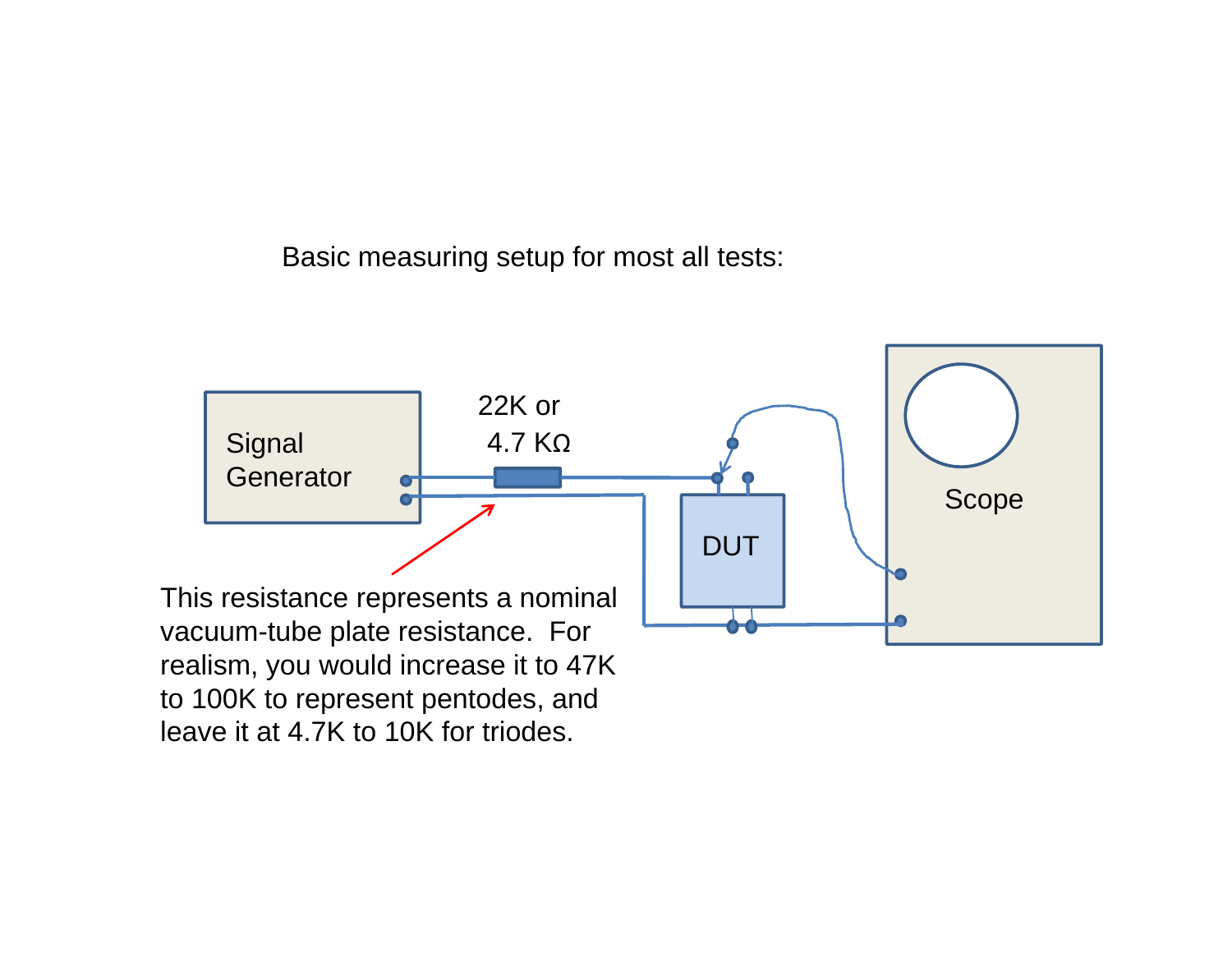Basic measuring setup for most all tests:

Signal Generator

22K or 4.7 KΩ

DUT

Scope

This resistance represents a nominal vacuum-tube plate resistance. For realism, you would increase it to 47K to 100K to represent pentodes, and leave it at 4.7K to 10K for triodes.